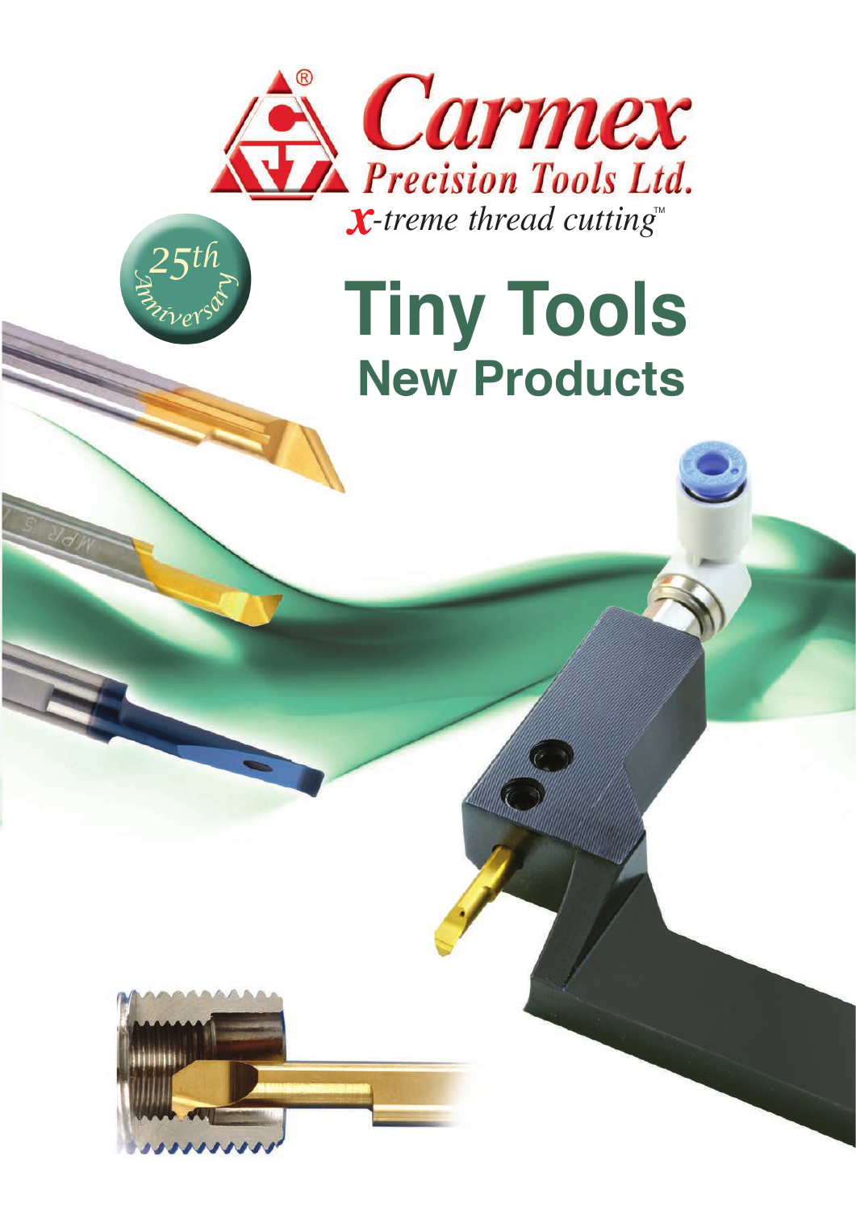# Carmex

Precision Tools Ltd.

*X-treme thread cutting™*

25th Anniversary

# Tiny Tools

## New Products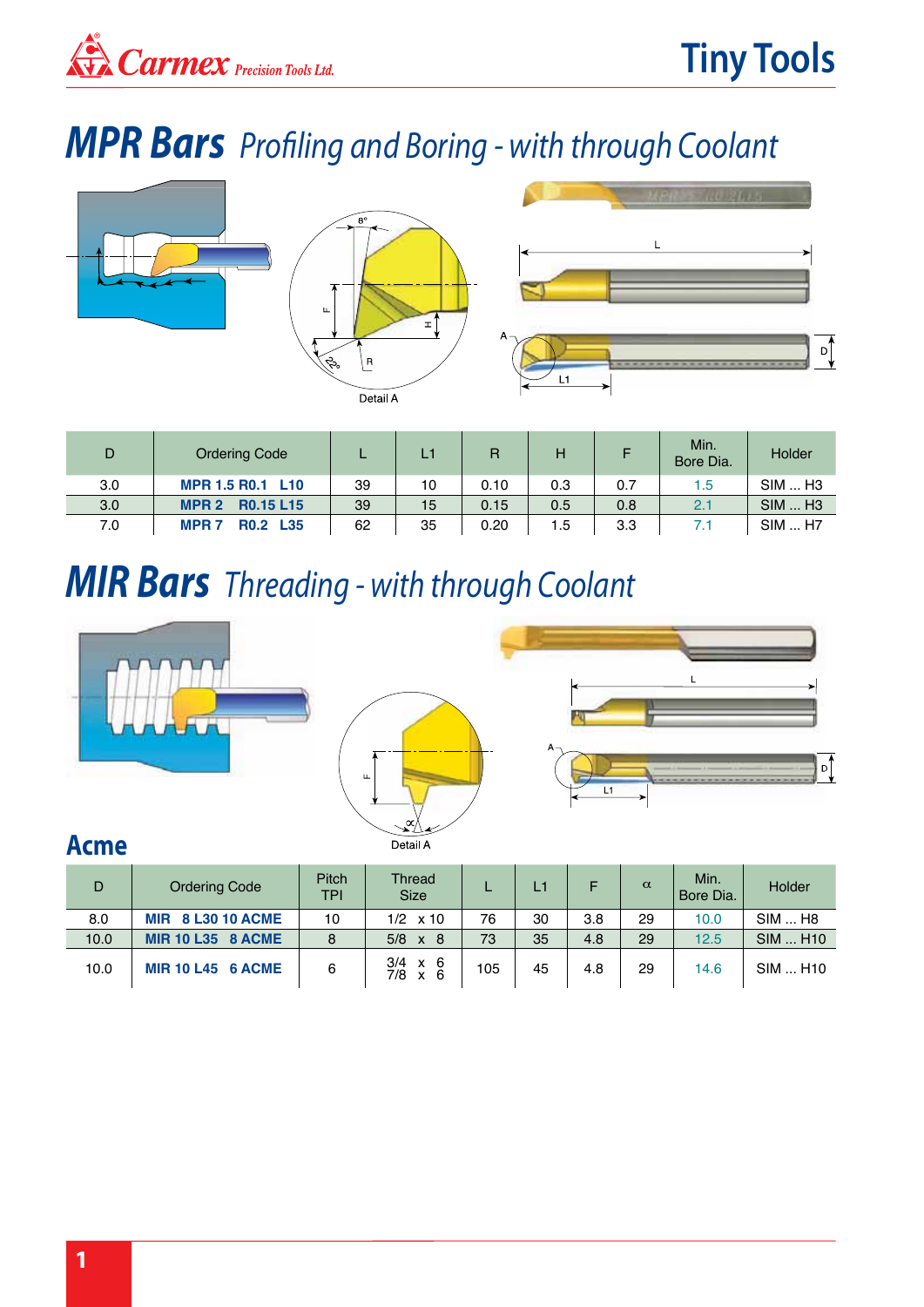# MPR Bars *Profiling and Boring - with through Coolant*

Detail A

| D | Ordering Code | L | L1 | R | H | F | Min. Bore Dia. | Holder |
|---|---|---|---|---|---|---|---|---|
| 3.0 | MPR 1.5 R0.1 L10 | 39 | 10 | 0.10 | 0.3 | 0.7 | 1.5 | SIM ... H3 |
| 3.0 | MPR 2 R0.15 L15 | 39 | 15 | 0.15 | 0.5 | 0.8 | 2.1 | SIM ... H3 |
| 7.0 | MPR 7 R0.2 L35 | 62 | 35 | 0.20 | 1.5 | 3.3 | 7.1 | SIM ... H7 |

# MIR Bars *Threading - with through Coolant*

Detail A

## Acme

| D | Ordering Code | Pitch TPI | Thread Size | L | L1 | F | α | Min. Bore Dia. | Holder |
|---|---|---|---|---|---|---|---|---|---|
| 8.0 | MIR 8 L30 10 ACME | 10 | 1/2 x 10 | 76 | 30 | 3.8 | 29 | 10.0 | SIM ... H8 |
| 10.0 | MIR 10 L35 8 ACME | 8 | 5/8 x 8 | 73 | 35 | 4.8 | 29 | 12.5 | SIM ... H10 |
| 10.0 | MIR 10 L45 6 ACME | 6 | 3/4 x 6<br>7/8 x 6 | 105 | 45 | 4.8 | 29 | 14.6 | SIM ... H10 |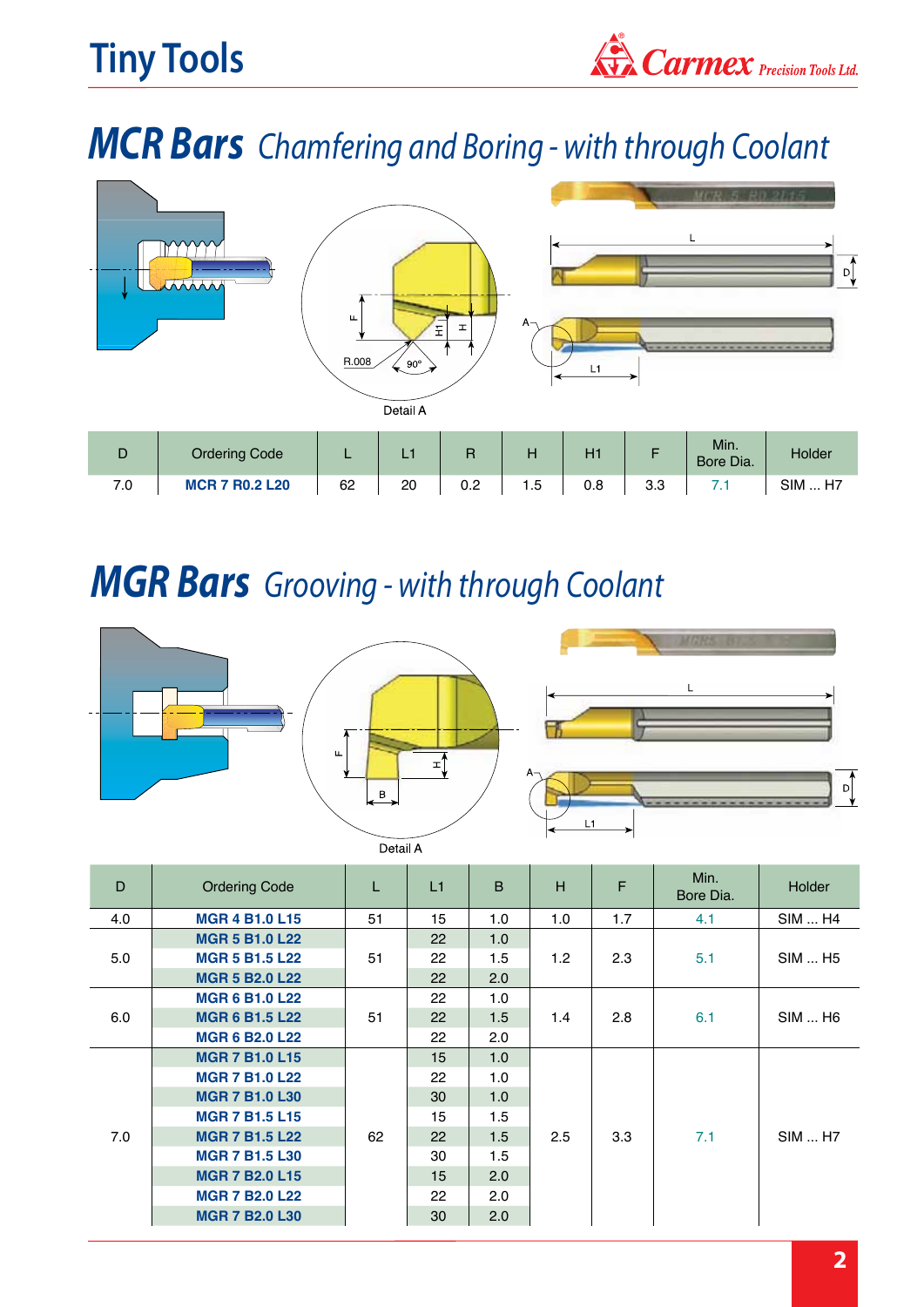# Tiny Tools

## MCR Bars *Chamfering and Boring - with through Coolant*

Detail A

| D | Ordering Code | L | L1 | R | H | H1 | F | Min. Bore Dia. | Holder |
|---|---|---|---|---|---|---|---|---|---|
| 7.0 | **MCR 7 R0.2 L20** | 62 | 20 | 0.2 | 1.5 | 0.8 | 3.3 | 7.1 | SIM ... H7 |

## MGR Bars *Grooving - with through Coolant*

Detail A

| D | Ordering Code | L | L1 | B | H | F | Min. Bore Dia. | Holder |
|---|---|---|---|---|---|---|---|---|
| 4.0 | **MGR 4 B1.0 L15** | 51 | 15 | 1.0 | 1.0 | 1.7 | 4.1 | SIM ... H4 |
| 5.0 | **MGR 5 B1.0 L22** | 51 | 22 | 1.0 | 1.2 | 2.3 | 5.1 | SIM ... H5 |
| | **MGR 5 B1.5 L22** | | 22 | 1.5 | | | | |
| | **MGR 5 B2.0 L22** | | 22 | 2.0 | | | | |
| 6.0 | **MGR 6 B1.0 L22** | 51 | 22 | 1.0 | 1.4 | 2.8 | 6.1 | SIM ... H6 |
| | **MGR 6 B1.5 L22** | | 22 | 1.5 | | | | |
| | **MGR 6 B2.0 L22** | | 22 | 2.0 | | | | |
| 7.0 | **MGR 7 B1.0 L15** | 62 | 15 | 1.0 | 2.5 | 3.3 | 7.1 | SIM ... H7 |
| | **MGR 7 B1.0 L22** | | 22 | 1.0 | | | | |
| | **MGR 7 B1.0 L30** | | 30 | 1.0 | | | | |
| | **MGR 7 B1.5 L15** | | 15 | 1.5 | | | | |
| | **MGR 7 B1.5 L22** | | 22 | 1.5 | | | | |
| | **MGR 7 B1.5 L30** | | 30 | 1.5 | | | | |
| | **MGR 7 B2.0 L15** | | 15 | 2.0 | | | | |
| | **MGR 7 B2.0 L22** | | 22 | 2.0 | | | | |
| | **MGR 7 B2.0 L30** | | 30 | 2.0 | | | | |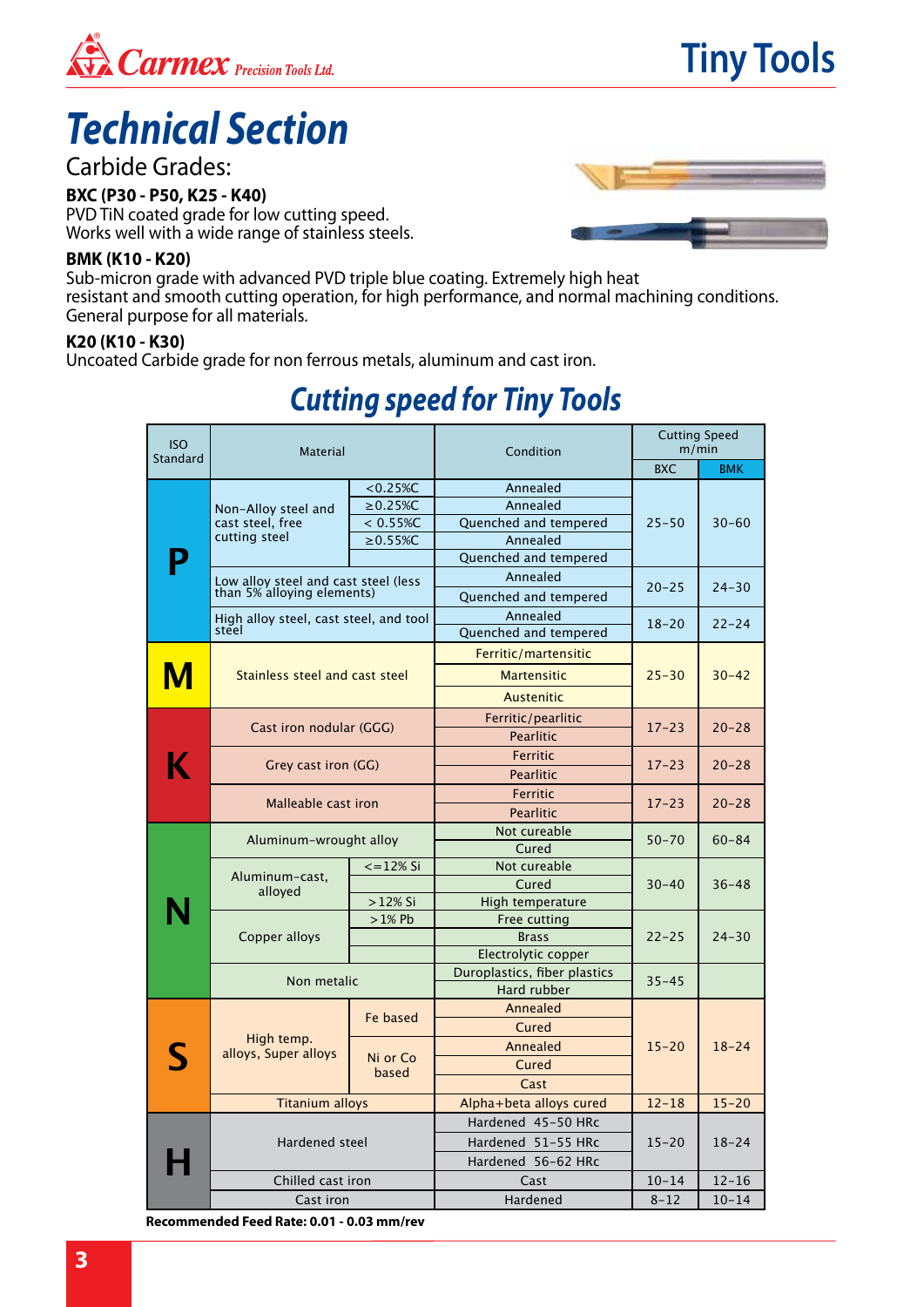# Technical Section

## Carbide Grades:

**BXC (P30 - P50, K25 - K40)**
PVD TiN coated grade for low cutting speed.
Works well with a wide range of stainless steels.

**BMK (K10 - K20)**
Sub-micron grade with advanced PVD triple blue coating. Extremely high heat resistant and smooth cutting operation, for high performance, and normal machining conditions. General purpose for all materials.

**K20 (K10 - K30)**
Uncoated Carbide grade for non ferrous metals, aluminum and cast iron.

## Cutting speed for Tiny Tools

| ISO Standard | Material | | Condition | Cutting Speed m/min | |
|---|---|---|---|---|---|
| | | | | BXC | BMK |
| P | Non-Alloy steel and cast steel, free cutting steel | <0.25%C | Annealed | 25-50 | 30-60 |
| | | ≥0.25%C | Annealed | | |
| | | < 0.55%C | Quenched and tempered | | |
| | | ≥0.55%C | Annealed | | |
| | | | Quenched and tempered | | |
| | Low alloy steel and cast steel (less than 5% alloying elements) | | Annealed | 20-25 | 24-30 |
| | | | Quenched and tempered | | |
| | High alloy steel, cast steel, and tool steel | | Annealed | 18-20 | 22-24 |
| | | | Quenched and tempered | | |
| M | Stainless steel and cast steel | | Ferritic/martensitic | 25-30 | 30-42 |
| | | | Martensitic | | |
| | | | Austenitic | | |
| K | Cast iron nodular (GGG) | | Ferritic/pearlitic | 17-23 | 20-28 |
| | | | Pearlitic | | |
| | Grey cast iron (GG) | | Ferritic | 17-23 | 20-28 |
| | | | Pearlitic | | |
| | Malleable cast iron | | Ferritic | 17-23 | 20-28 |
| | | | Pearlitic | | |
| N | Aluminum-wrought alloy | | Not cureable | 50-70 | 60-84 |
| | | | Cured | | |
| | Aluminum-cast, alloyed | <=12% Si | Not cureable | 30-40 | 36-48 |
| | | | Cured | | |
| | | >12% Si | High temperature | | |
| | Copper alloys | >1% Pb | Free cutting | 22-25 | 24-30 |
| | | | Brass | | |
| | | | Electrolytic copper | | |
| | Non metalic | | Duroplastics, fiber plastics | 35-45 | |
| | | | Hard rubber | | |
| S | High temp. alloys, Super alloys | Fe based | Annealed | 15-20 | 18-24 |
| | | | Cured | | |
| | | Ni or Co based | Annealed | | |
| | | | Cured | | |
| | | | Cast | | |
| | Titanium alloys | | Alpha+beta alloys cured | 12-18 | 15-20 |
| H | Hardened steel | | Hardened 45-50 HRc | 15-20 | 18-24 |
| | | | Hardened 51-55 HRc | | |
| | | | Hardened 56-62 HRc | | |
| | Chilled cast iron | | Cast | 10-14 | 12-16 |
| | Cast iron | | Hardened | 8-12 | 10-14 |

**Recommended Feed Rate: 0.01 - 0.03 mm/rev**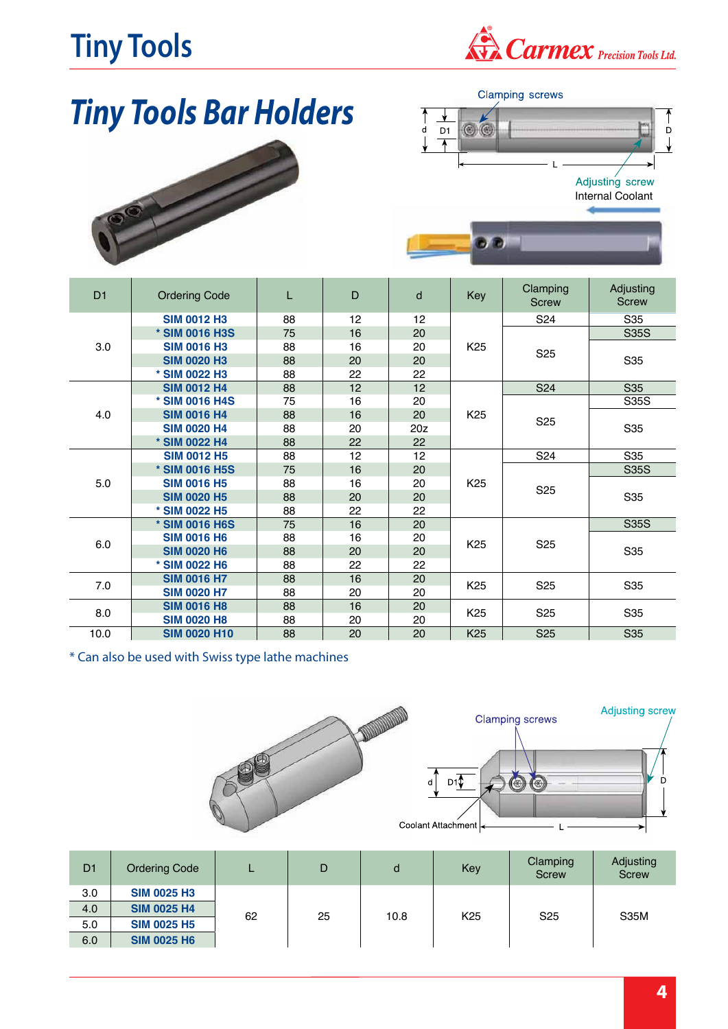# Tiny Tools Bar Holders

Clamping screws

Adjusting screw

Internal Coolant

| D1 | Ordering Code | L | D | d | Key | Clamping Screw | Adjusting Screw |
|---|---|---|---|---|---|---|---|
| 3.0 | SIM 0012 H3 | 88 | 12 | 12 | K25 | S24 | S35 |
| | * SIM 0016 H3S | 75 | 16 | 20 | | S25 | S35S |
| | SIM 0016 H3 | 88 | 16 | 20 | | | S35 |
| | SIM 0020 H3 | 88 | 20 | 20 | | | |
| | * SIM 0022 H3 | 88 | 22 | 22 | | | |
| 4.0 | SIM 0012 H4 | 88 | 12 | 12 | K25 | S24 | S35 |
| | * SIM 0016 H4S | 75 | 16 | 20 | | S25 | S35S |
| | SIM 0016 H4 | 88 | 16 | 20 | | | S35 |
| | SIM 0020 H4 | 88 | 20 | 20z | | | |
| | * SIM 0022 H4 | 88 | 22 | 22 | | | |
| 5.0 | SIM 0012 H5 | 88 | 12 | 12 | K25 | S24 | S35 |
| | * SIM 0016 H5S | 75 | 16 | 20 | | S25 | S35S |
| | SIM 0016 H5 | 88 | 16 | 20 | | | S35 |
| | SIM 0020 H5 | 88 | 20 | 20 | | | |
| | * SIM 0022 H5 | 88 | 22 | 22 | | | |
| 6.0 | * SIM 0016 H6S | 75 | 16 | 20 | K25 | S25 | S35S |
| | SIM 0016 H6 | 88 | 16 | 20 | | | S35 |
| | SIM 0020 H6 | 88 | 20 | 20 | | | |
| | * SIM 0022 H6 | 88 | 22 | 22 | | | |
| 7.0 | SIM 0016 H7 | 88 | 16 | 20 | K25 | S25 | S35 |
| | SIM 0020 H7 | 88 | 20 | 20 | | | |
| 8.0 | SIM 0016 H8 | 88 | 16 | 20 | K25 | S25 | S35 |
| | SIM 0020 H8 | 88 | 20 | 20 | | | |
| 10.0 | SIM 0020 H10 | 88 | 20 | 20 | K25 | S25 | S35 |

\* Can also be used with Swiss type lathe machines

Clamping screws

Adjusting screw

Coolant Attachment

| D1 | Ordering Code | L | D | d | Key | Clamping Screw | Adjusting Screw |
|---|---|---|---|---|---|---|---|
| 3.0 | SIM 0025 H3 | 62 | 25 | 10.8 | K25 | S25 | S35M |
| 4.0 | SIM 0025 H4 | | | | | | |
| 5.0 | SIM 0025 H5 | | | | | | |
| 6.0 | SIM 0025 H6 | | | | | | |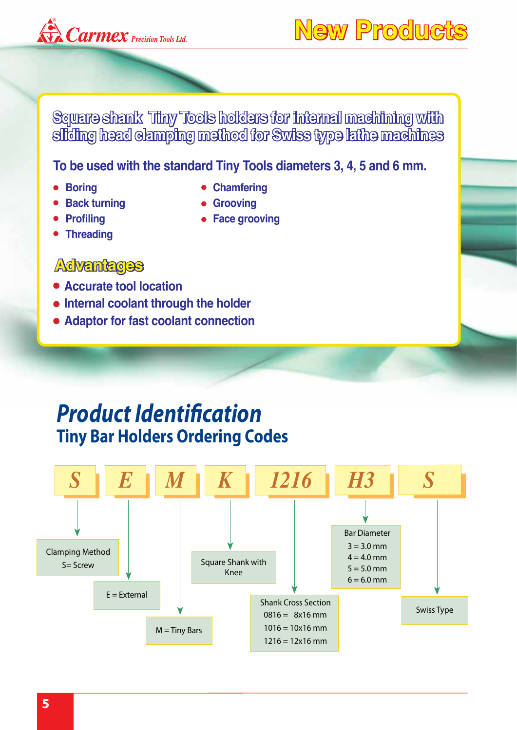# New Products

## Square shank Tiny Tools holders for internal machining with sliding head clamping method for Swiss type lathe machines

**To be used with the standard Tiny Tools diameters 3, 4, 5 and 6 mm.**

- Boring
- Back turning
- Profiling
- Threading
- Chamfering
- Grooving
- Face grooving

### Advantages

- Accurate tool location
- Internal coolant through the holder
- Adaptor for fast coolant connection

# *Product Identification*

## Tiny Bar Holders Ordering Codes

| S | E | M | K | 1216 | H3 | S |
|---|---|---|---|---|---|---|
| Clamping Method S= Screw | E = External | M = Tiny Bars | Square Shank with Knee | Shank Cross Section 0816 = 8x16 mm 1016 = 10x16 mm 1216 = 12x16 mm | Bar Diameter 3 = 3.0 mm 4 = 4.0 mm 5 = 5.0 mm 6 = 6.0 mm | Swiss Type |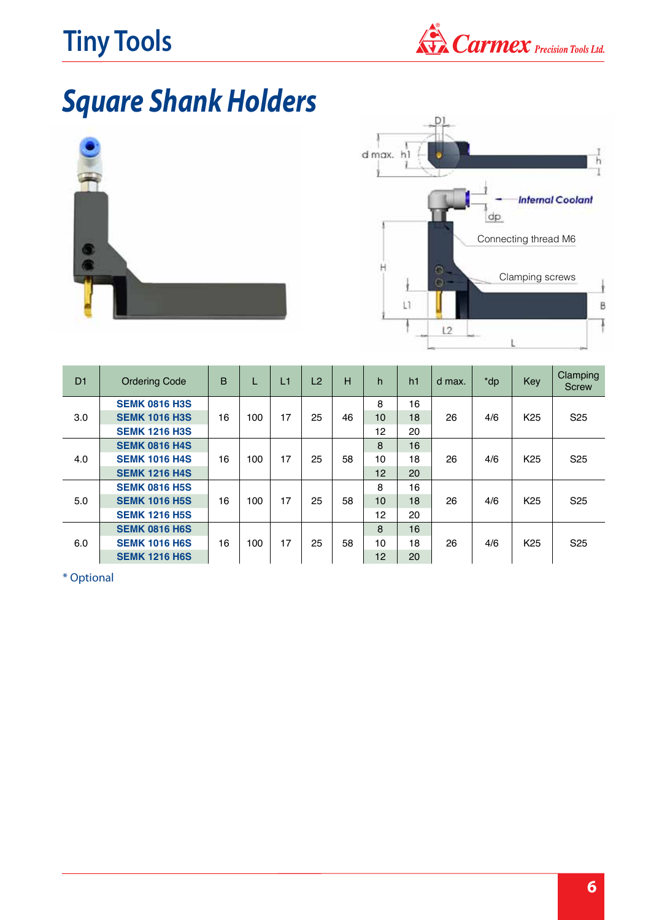# Square Shank Holders

| D1 | Ordering Code | B | L | L1 | L2 | H | h | h1 | d max. | *dp | Key | Clamping Screw |
|---|---|---|---|---|---|---|---|---|---|---|---|---|
| 3.0 | **SEMK 0816 H3S** | 16 | 100 | 17 | 25 | 46 | 8 | 16 | 26 | 4/6 | K25 | S25 |
| | **SEMK 1016 H3S** | | | | | | 10 | 18 | | | | |
| | **SEMK 1216 H3S** | | | | | | 12 | 20 | | | | |
| 4.0 | **SEMK 0816 H4S** | 16 | 100 | 17 | 25 | 58 | 8 | 16 | 26 | 4/6 | K25 | S25 |
| | **SEMK 1016 H4S** | | | | | | 10 | 18 | | | | |
| | **SEMK 1216 H4S** | | | | | | 12 | 20 | | | | |
| 5.0 | **SEMK 0816 H5S** | 16 | 100 | 17 | 25 | 58 | 8 | 16 | 26 | 4/6 | K25 | S25 |
| | **SEMK 1016 H5S** | | | | | | 10 | 18 | | | | |
| | **SEMK 1216 H5S** | | | | | | 12 | 20 | | | | |
| 6.0 | **SEMK 0816 H6S** | 16 | 100 | 17 | 25 | 58 | 8 | 16 | 26 | 4/6 | K25 | S25 |
| | **SEMK 1016 H6S** | | | | | | 10 | 18 | | | | |
| | **SEMK 1216 H6S** | | | | | | 12 | 20 | | | | |

* Optional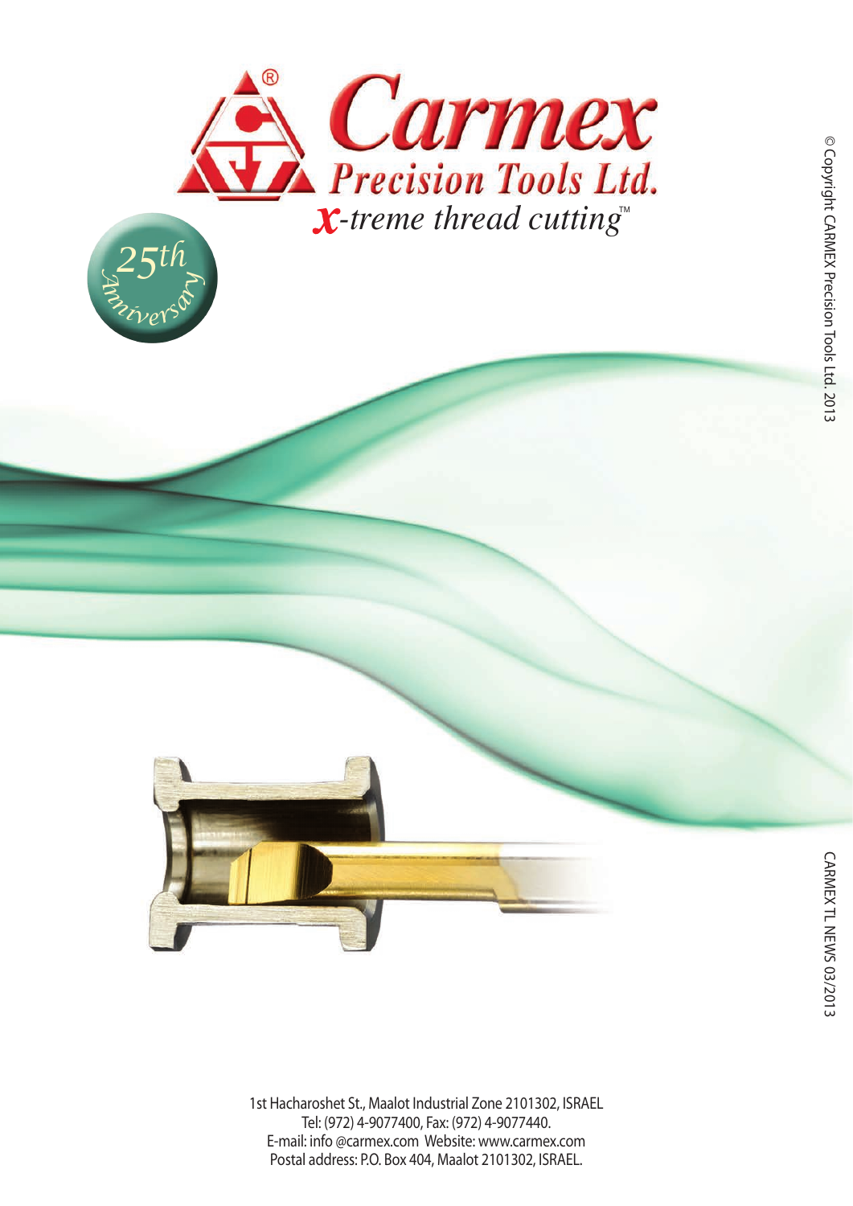# Carmex

## Precision Tools Ltd.

*X-treme thread cutting*™

25th Anniversary

© Copyright CARMEX Precision Tools Ltd. 2013

CARMEX TL NEWS 03/2013

1st Hacharoshet St., Maalot Industrial Zone 2101302, ISRAEL
Tel: (972) 4-9077400, Fax: (972) 4-9077440.
E-mail: info @carmex.com Website: www.carmex.com
Postal address: P.O. Box 404, Maalot 2101302, ISRAEL.